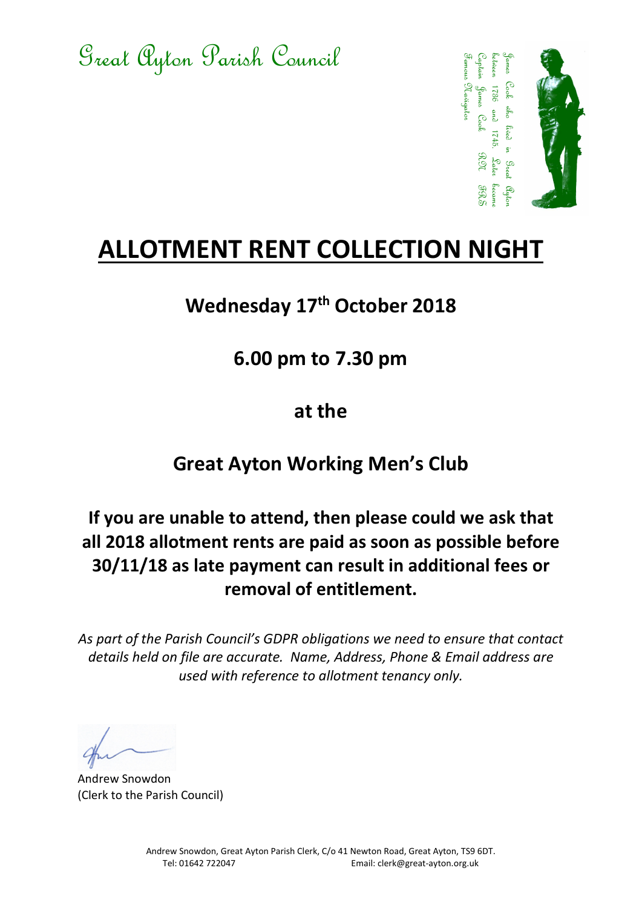Great Ayton Parish Council

James Cook who lived in Great Ayton between 1736 and 1745. Later became Captain James Cook RN FRS Famous Navigator

# ALLOTMENT RENT COLLECTION NIGHT

## Wednesday 17th October 2018

## 6.00 pm to 7.30 pm

## at the

## Great Ayton Working Men's Club

**If you are unable to attend, then please could we ask that all 2018 allotment rents are paid as soon as possible before 30/11/18 as late payment can result in additional fees or removal of entitlement.**

*As part of the Parish Council's GDPR obligations we need to ensure that contact details held on file are accurate. Name, Address, Phone & Email address are used with reference to allotment tenancy only.*

Andrew Snowdon
(Clerk to the Parish Council)

Andrew Snowdon, Great Ayton Parish Clerk, C/o 41 Newton Road, Great Ayton, TS9 6DT.
Tel: 01642 722047 Email: clerk@great-ayton.org.uk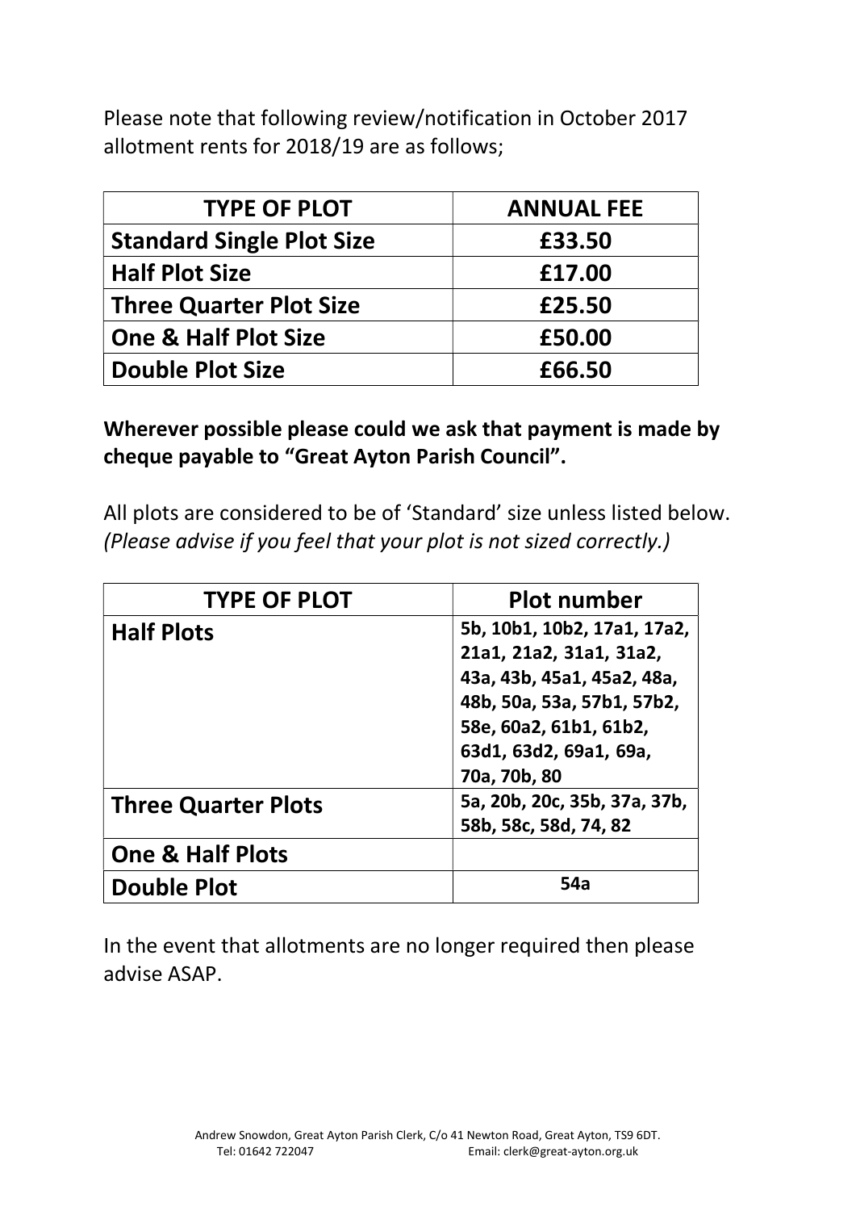Please note that following review/notification in October 2017 allotment rents for 2018/19 are as follows;

| TYPE OF PLOT | ANNUAL FEE |
|---|---|
| **Standard Single Plot Size** | **£33.50** |
| **Half Plot Size** | **£17.00** |
| **Three Quarter Plot Size** | **£25.50** |
| **One & Half Plot Size** | **£50.00** |
| **Double Plot Size** | **£66.50** |

**Wherever possible please could we ask that payment is made by cheque payable to "Great Ayton Parish Council".**

All plots are considered to be of 'Standard' size unless listed below. *(Please advise if you feel that your plot is not sized correctly.)*

| TYPE OF PLOT | Plot number |
|---|---|
| **Half Plots** | **5b, 10b1, 10b2, 17a1, 17a2, 21a1, 21a2, 31a1, 31a2, 43a, 43b, 45a1, 45a2, 48a, 48b, 50a, 53a, 57b1, 57b2, 58e, 60a2, 61b1, 61b2, 63d1, 63d2, 69a1, 69a, 70a, 70b, 80** |
| **Three Quarter Plots** | **5a, 20b, 20c, 35b, 37a, 37b, 58b, 58c, 58d, 74, 82** |
| **One & Half Plots** | |
| **Double Plot** | **54a** |

In the event that allotments are no longer required then please advise ASAP.

Andrew Snowdon, Great Ayton Parish Clerk, C/o 41 Newton Road, Great Ayton, TS9 6DT.
Tel: 01642 722047 Email: clerk@great-ayton.org.uk